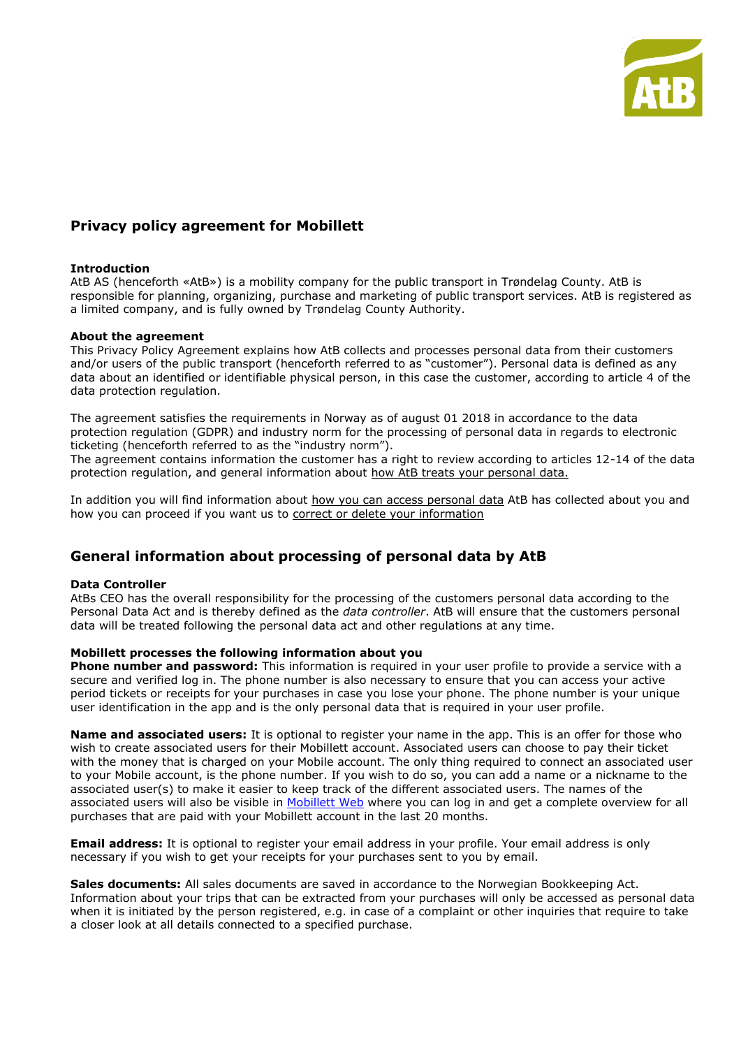# Privacy policy agreement for Mobillett

**Introduction**
AtB AS (henceforth «AtB») is a mobility company for the public transport in Trøndelag County. AtB is responsible for planning, organizing, purchase and marketing of public transport services. AtB is registered as a limited company, and is fully owned by Trøndelag County Authority.

**About the agreement**
This Privacy Policy Agreement explains how AtB collects and processes personal data from their customers and/or users of the public transport (henceforth referred to as "customer"). Personal data is defined as any data about an identified or identifiable physical person, in this case the customer, according to article 4 of the data protection regulation.

The agreement satisfies the requirements in Norway as of august 01 2018 in accordance to the data protection regulation (GDPR) and industry norm for the processing of personal data in regards to electronic ticketing (henceforth referred to as the "industry norm").
The agreement contains information the customer has a right to review according to articles 12-14 of the data protection regulation, and general information about how AtB treats your personal data.

In addition you will find information about how you can access personal data AtB has collected about you and how you can proceed if you want us to correct or delete your information

## General information about processing of personal data by AtB

**Data Controller**
AtBs CEO has the overall responsibility for the processing of the customers personal data according to the Personal Data Act and is thereby defined as the *data controller*. AtB will ensure that the customers personal data will be treated following the personal data act and other regulations at any time.

**Mobillett processes the following information about you**
**Phone number and password:** This information is required in your user profile to provide a service with a secure and verified log in. The phone number is also necessary to ensure that you can access your active period tickets or receipts for your purchases in case you lose your phone. The phone number is your unique user identification in the app and is the only personal data that is required in your user profile.

**Name and associated users:** It is optional to register your name in the app. This is an offer for those who wish to create associated users for their Mobillett account. Associated users can choose to pay their ticket with the money that is charged on your Mobile account. The only thing required to connect an associated user to your Mobile account, is the phone number. If you wish to do so, you can add a name or a nickname to the associated user(s) to make it easier to keep track of the different associated users. The names of the associated users will also be visible in Mobillett Web where you can log in and get a complete overview for all purchases that are paid with your Mobillett account in the last 20 months.

**Email address:** It is optional to register your email address in your profile. Your email address is only necessary if you wish to get your receipts for your purchases sent to you by email.

**Sales documents:** All sales documents are saved in accordance to the Norwegian Bookkeeping Act. Information about your trips that can be extracted from your purchases will only be accessed as personal data when it is initiated by the person registered, e.g. in case of a complaint or other inquiries that require to take a closer look at all details connected to a specified purchase.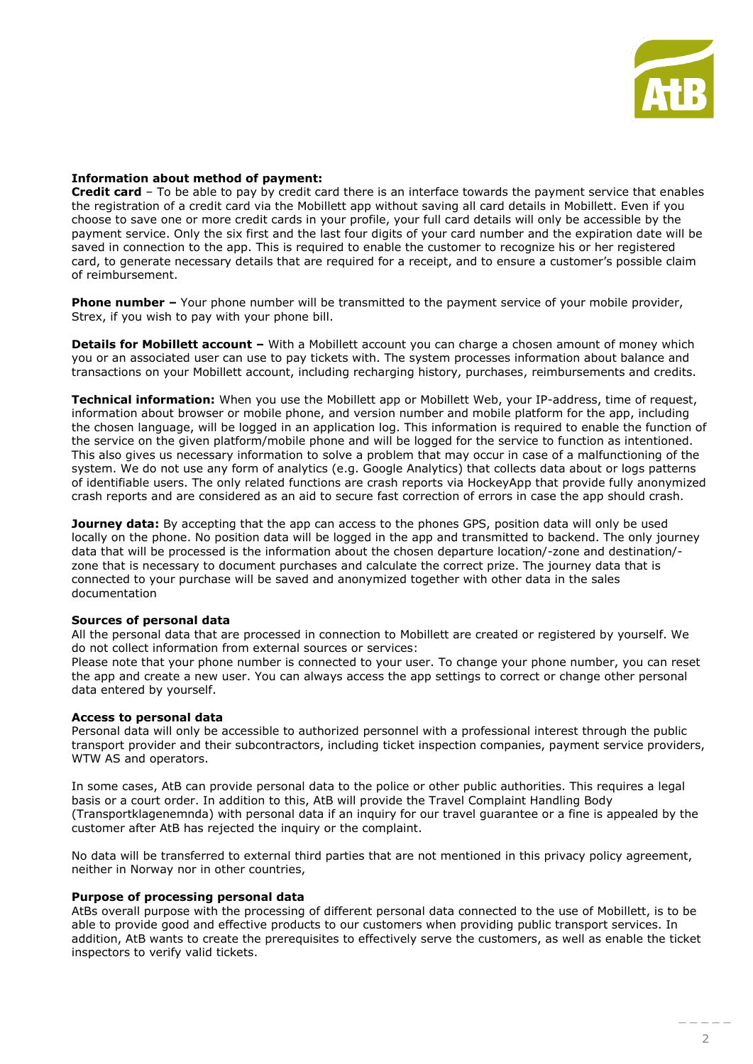**Information about method of payment:**
**Credit card** – To be able to pay by credit card there is an interface towards the payment service that enables the registration of a credit card via the Mobillett app without saving all card details in Mobillett. Even if you choose to save one or more credit cards in your profile, your full card details will only be accessible by the payment service. Only the six first and the last four digits of your card number and the expiration date will be saved in connection to the app. This is required to enable the customer to recognize his or her registered card, to generate necessary details that are required for a receipt, and to ensure a customer's possible claim of reimbursement.

**Phone number –** Your phone number will be transmitted to the payment service of your mobile provider, Strex, if you wish to pay with your phone bill.

**Details for Mobillett account –** With a Mobillett account you can charge a chosen amount of money which you or an associated user can use to pay tickets with. The system processes information about balance and transactions on your Mobillett account, including recharging history, purchases, reimbursements and credits.

**Technical information:** When you use the Mobillett app or Mobillett Web, your IP-address, time of request, information about browser or mobile phone, and version number and mobile platform for the app, including the chosen language, will be logged in an application log. This information is required to enable the function of the service on the given platform/mobile phone and will be logged for the service to function as intentioned. This also gives us necessary information to solve a problem that may occur in case of a malfunctioning of the system. We do not use any form of analytics (e.g. Google Analytics) that collects data about or logs patterns of identifiable users. The only related functions are crash reports via HockeyApp that provide fully anonymized crash reports and are considered as an aid to secure fast correction of errors in case the app should crash.

**Journey data:** By accepting that the app can access to the phones GPS, position data will only be used locally on the phone. No position data will be logged in the app and transmitted to backend. The only journey data that will be processed is the information about the chosen departure location/-zone and destination/-zone that is necessary to document purchases and calculate the correct prize. The journey data that is connected to your purchase will be saved and anonymized together with other data in the sales documentation

**Sources of personal data**
All the personal data that are processed in connection to Mobillett are created or registered by yourself. We do not collect information from external sources or services:
Please note that your phone number is connected to your user. To change your phone number, you can reset the app and create a new user. You can always access the app settings to correct or change other personal data entered by yourself.

**Access to personal data**
Personal data will only be accessible to authorized personnel with a professional interest through the public transport provider and their subcontractors, including ticket inspection companies, payment service providers, WTW AS and operators.

In some cases, AtB can provide personal data to the police or other public authorities. This requires a legal basis or a court order. In addition to this, AtB will provide the Travel Complaint Handling Body (Transportklagenemnda) with personal data if an inquiry for our travel guarantee or a fine is appealed by the customer after AtB has rejected the inquiry or the complaint.

No data will be transferred to external third parties that are not mentioned in this privacy policy agreement, neither in Norway nor in other countries,

**Purpose of processing personal data**
AtBs overall purpose with the processing of different personal data connected to the use of Mobillett, is to be able to provide good and effective products to our customers when providing public transport services. In addition, AtB wants to create the prerequisites to effectively serve the customers, as well as enable the ticket inspectors to verify valid tickets.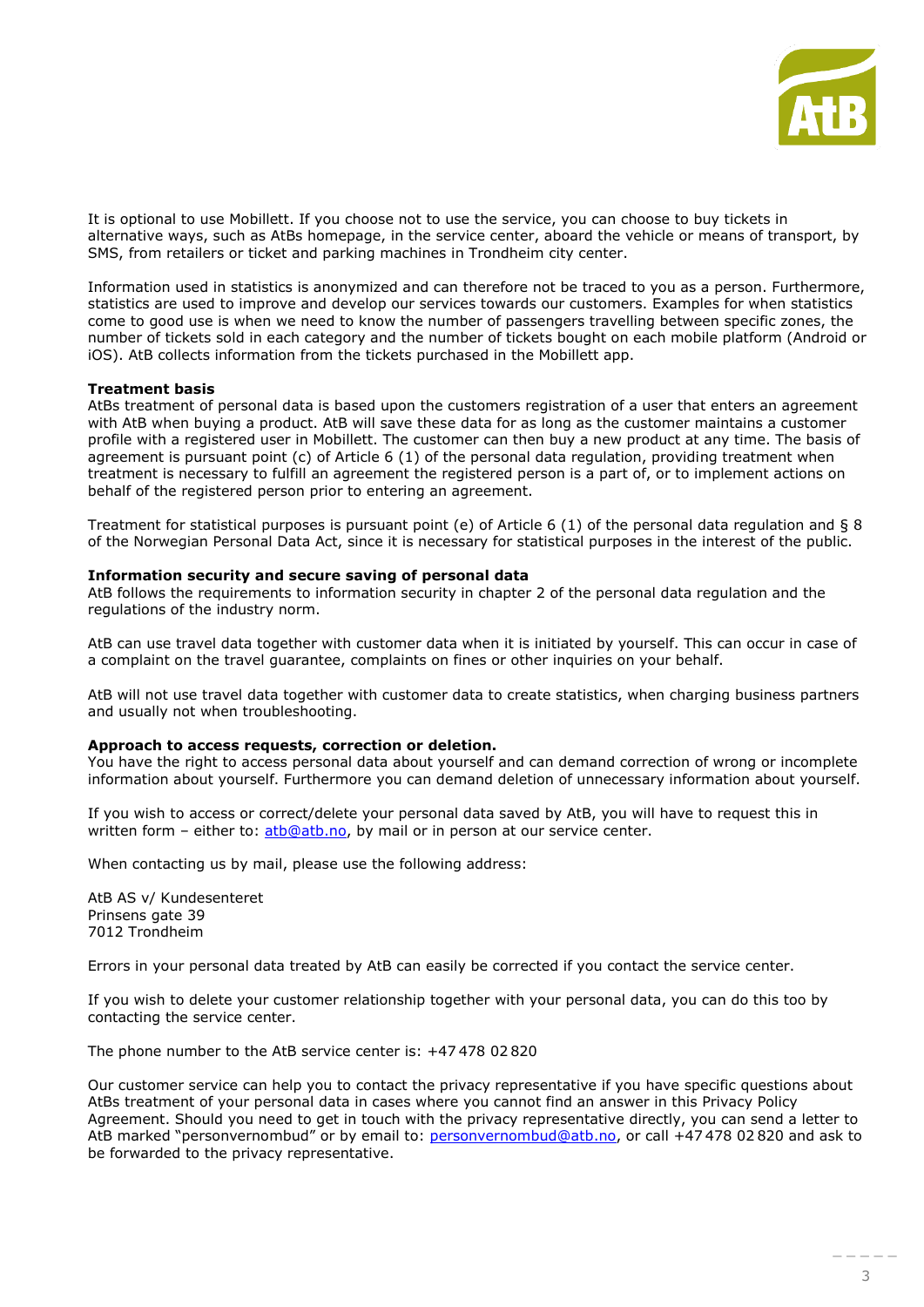It is optional to use Mobillett. If you choose not to use the service, you can choose to buy tickets in alternative ways, such as AtBs homepage, in the service center, aboard the vehicle or means of transport, by SMS, from retailers or ticket and parking machines in Trondheim city center.

Information used in statistics is anonymized and can therefore not be traced to you as a person. Furthermore, statistics are used to improve and develop our services towards our customers. Examples for when statistics come to good use is when we need to know the number of passengers travelling between specific zones, the number of tickets sold in each category and the number of tickets bought on each mobile platform (Android or iOS). AtB collects information from the tickets purchased in the Mobillett app.

**Treatment basis**

AtBs treatment of personal data is based upon the customers registration of a user that enters an agreement with AtB when buying a product. AtB will save these data for as long as the customer maintains a customer profile with a registered user in Mobillett. The customer can then buy a new product at any time. The basis of agreement is pursuant point (c) of Article 6 (1) of the personal data regulation, providing treatment when treatment is necessary to fulfill an agreement the registered person is a part of, or to implement actions on behalf of the registered person prior to entering an agreement.

Treatment for statistical purposes is pursuant point (e) of Article 6 (1) of the personal data regulation and § 8 of the Norwegian Personal Data Act, since it is necessary for statistical purposes in the interest of the public.

**Information security and secure saving of personal data**

AtB follows the requirements to information security in chapter 2 of the personal data regulation and the regulations of the industry norm.

AtB can use travel data together with customer data when it is initiated by yourself. This can occur in case of a complaint on the travel guarantee, complaints on fines or other inquiries on your behalf.

AtB will not use travel data together with customer data to create statistics, when charging business partners and usually not when troubleshooting.

**Approach to access requests, correction or deletion.**

You have the right to access personal data about yourself and can demand correction of wrong or incomplete information about yourself. Furthermore you can demand deletion of unnecessary information about yourself.

If you wish to access or correct/delete your personal data saved by AtB, you will have to request this in written form – either to: atb@atb.no, by mail or in person at our service center.

When contacting us by mail, please use the following address:

AtB AS v/ Kundesenteret
Prinsens gate 39
7012 Trondheim

Errors in your personal data treated by AtB can easily be corrected if you contact the service center.

If you wish to delete your customer relationship together with your personal data, you can do this too by contacting the service center.

The phone number to the AtB service center is: +47 478 02 820

Our customer service can help you to contact the privacy representative if you have specific questions about AtBs treatment of your personal data in cases where you cannot find an answer in this Privacy Policy Agreement. Should you need to get in touch with the privacy representative directly, you can send a letter to AtB marked "personvernombud" or by email to: personvernombud@atb.no, or call +47 478 02 820 and ask to be forwarded to the privacy representative.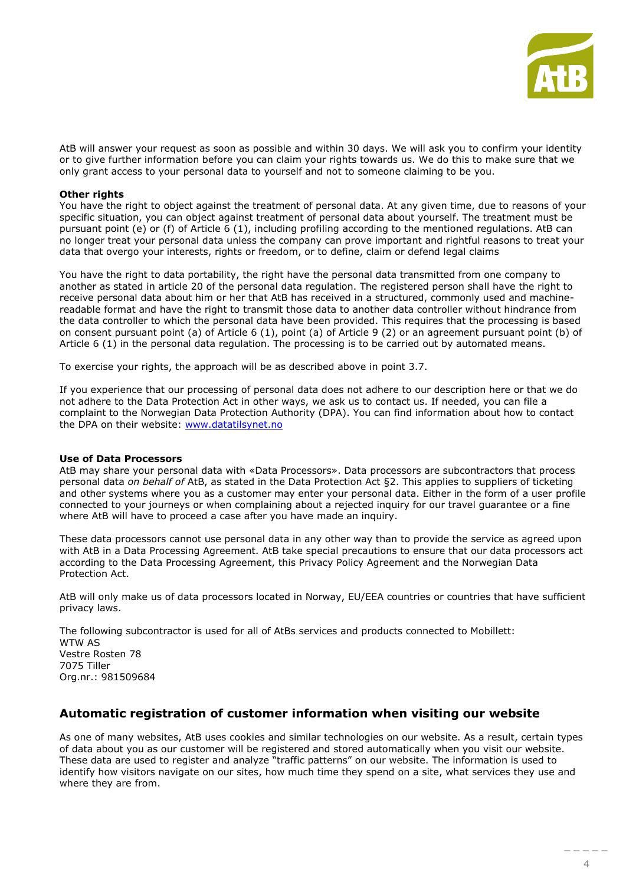AtB will answer your request as soon as possible and within 30 days. We will ask you to confirm your identity or to give further information before you can claim your rights towards us. We do this to make sure that we only grant access to your personal data to yourself and not to someone claiming to be you.

**Other rights**

You have the right to object against the treatment of personal data. At any given time, due to reasons of your specific situation, you can object against treatment of personal data about yourself. The treatment must be pursuant point (e) or (f) of Article 6 (1), including profiling according to the mentioned regulations. AtB can no longer treat your personal data unless the company can prove important and rightful reasons to treat your data that overgo your interests, rights or freedom, or to define, claim or defend legal claims

You have the right to data portability, the right have the personal data transmitted from one company to another as stated in article 20 of the personal data regulation. The registered person shall have the right to receive personal data about him or her that AtB has received in a structured, commonly used and machine-readable format and have the right to transmit those data to another data controller without hindrance from the data controller to which the personal data have been provided. This requires that the processing is based on consent pursuant point (a) of Article 6 (1), point (a) of Article 9 (2) or an agreement pursuant point (b) of Article 6 (1) in the personal data regulation. The processing is to be carried out by automated means.

To exercise your rights, the approach will be as described above in point 3.7.

If you experience that our processing of personal data does not adhere to our description here or that we do not adhere to the Data Protection Act in other ways, we ask us to contact us. If needed, you can file a complaint to the Norwegian Data Protection Authority (DPA). You can find information about how to contact the DPA on their website: [www.datatilsynet.no](http://www.datatilsynet.no)

**Use of Data Processors**

AtB may share your personal data with «Data Processors». Data processors are subcontractors that process personal data *on behalf of* AtB, as stated in the Data Protection Act §2. This applies to suppliers of ticketing and other systems where you as a customer may enter your personal data. Either in the form of a user profile connected to your journeys or when complaining about a rejected inquiry for our travel guarantee or a fine where AtB will have to proceed a case after you have made an inquiry.

These data processors cannot use personal data in any other way than to provide the service as agreed upon with AtB in a Data Processing Agreement. AtB take special precautions to ensure that our data processors act according to the Data Processing Agreement, this Privacy Policy Agreement and the Norwegian Data Protection Act.

AtB will only make us of data processors located in Norway, EU/EEA countries or countries that have sufficient privacy laws.

The following subcontractor is used for all of AtBs services and products connected to Mobillett:
WTW AS
Vestre Rosten 78
7075 Tiller
Org.nr.: 981509684

## Automatic registration of customer information when visiting our website

As one of many websites, AtB uses cookies and similar technologies on our website. As a result, certain types of data about you as our customer will be registered and stored automatically when you visit our website. These data are used to register and analyze "traffic patterns" on our website. The information is used to identify how visitors navigate on our sites, how much time they spend on a site, what services they use and where they are from.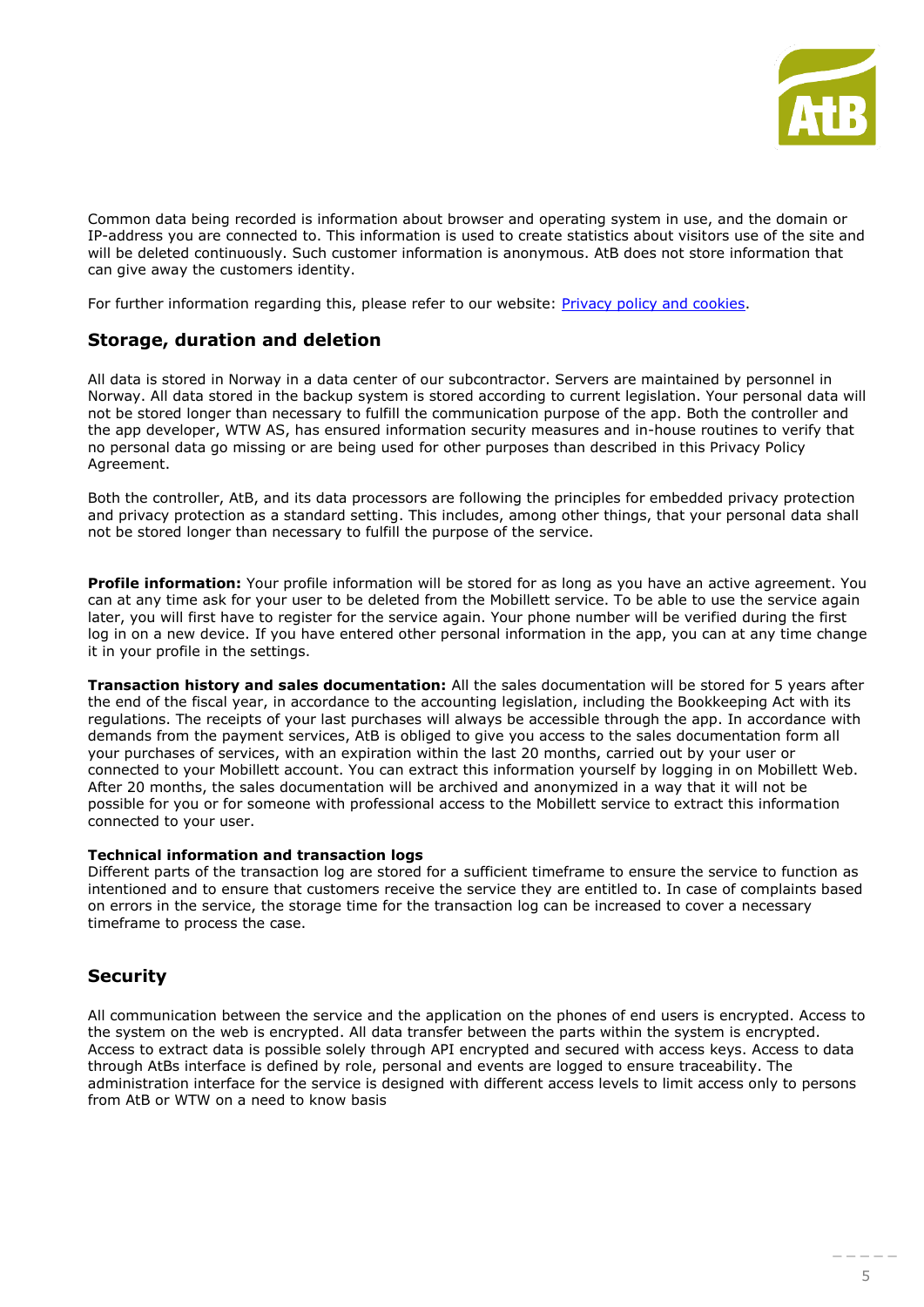Common data being recorded is information about browser and operating system in use, and the domain or IP-address you are connected to. This information is used to create statistics about visitors use of the site and will be deleted continuously. Such customer information is anonymous. AtB does not store information that can give away the customers identity.

For further information regarding this, please refer to our website: Privacy policy and cookies.

## Storage, duration and deletion

All data is stored in Norway in a data center of our subcontractor. Servers are maintained by personnel in Norway. All data stored in the backup system is stored according to current legislation. Your personal data will not be stored longer than necessary to fulfill the communication purpose of the app. Both the controller and the app developer, WTW AS, has ensured information security measures and in-house routines to verify that no personal data go missing or are being used for other purposes than described in this Privacy Policy Agreement.

Both the controller, AtB, and its data processors are following the principles for embedded privacy protection and privacy protection as a standard setting. This includes, among other things, that your personal data shall not be stored longer than necessary to fulfill the purpose of the service.

**Profile information:** Your profile information will be stored for as long as you have an active agreement. You can at any time ask for your user to be deleted from the Mobillett service. To be able to use the service again later, you will first have to register for the service again. Your phone number will be verified during the first log in on a new device. If you have entered other personal information in the app, you can at any time change it in your profile in the settings.

**Transaction history and sales documentation:** All the sales documentation will be stored for 5 years after the end of the fiscal year, in accordance to the accounting legislation, including the Bookkeeping Act with its regulations. The receipts of your last purchases will always be accessible through the app. In accordance with demands from the payment services, AtB is obliged to give you access to the sales documentation form all your purchases of services, with an expiration within the last 20 months, carried out by your user or connected to your Mobillett account. You can extract this information yourself by logging in on Mobillett Web. After 20 months, the sales documentation will be archived and anonymized in a way that it will not be possible for you or for someone with professional access to the Mobillett service to extract this information connected to your user.

**Technical information and transaction logs**

Different parts of the transaction log are stored for a sufficient timeframe to ensure the service to function as intentioned and to ensure that customers receive the service they are entitled to. In case of complaints based on errors in the service, the storage time for the transaction log can be increased to cover a necessary timeframe to process the case.

## Security

All communication between the service and the application on the phones of end users is encrypted. Access to the system on the web is encrypted. All data transfer between the parts within the system is encrypted. Access to extract data is possible solely through API encrypted and secured with access keys. Access to data through AtBs interface is defined by role, personal and events are logged to ensure traceability. The administration interface for the service is designed with different access levels to limit access only to persons from AtB or WTW on a need to know basis